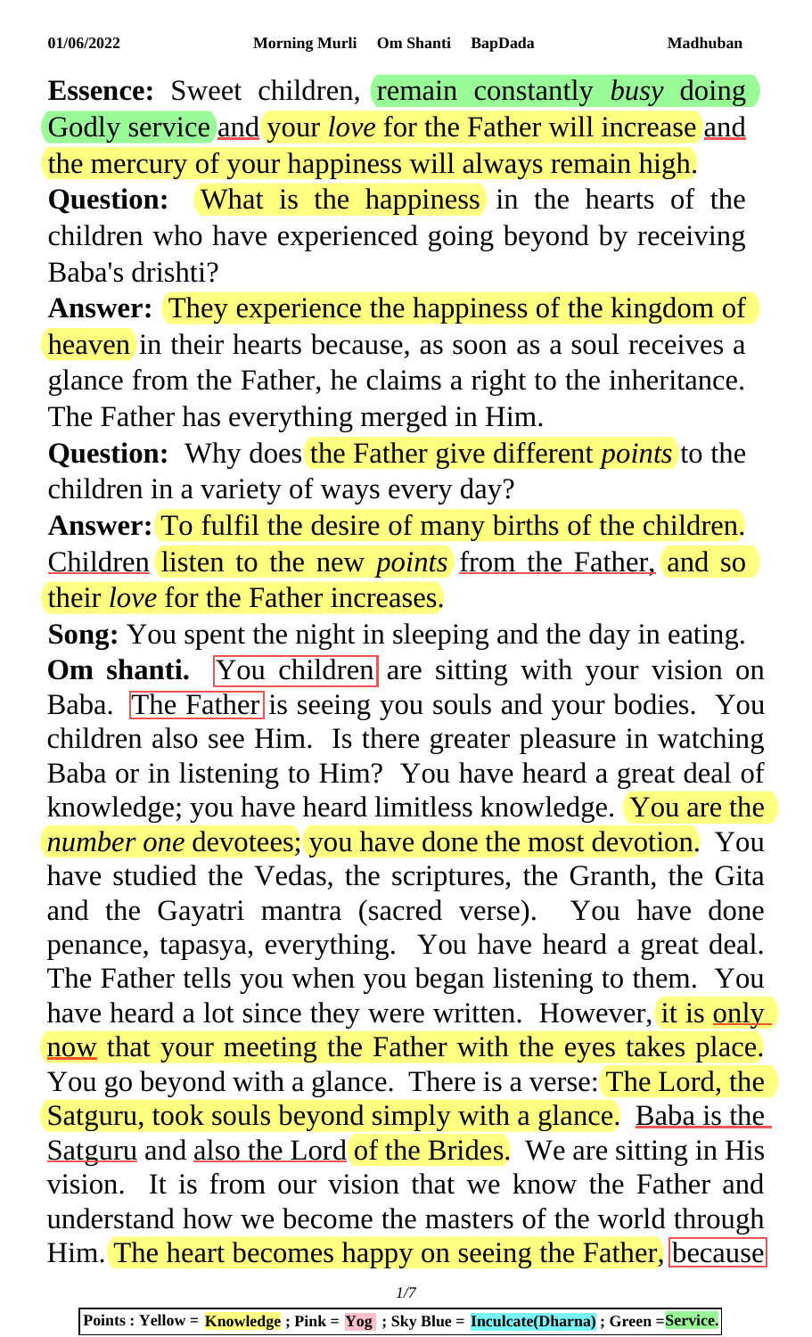**Essence:** Sweet children, remain constantly *busy* doing Godly service and your *love* for the Father will increase and the mercury of your happiness will always remain high.

**Question:** What is the happiness in the hearts of the children who have experienced going beyond by receiving Baba's drishti?

**Answer:** They experience the happiness of the kingdom of heaven in their hearts because, as soon as a soul receives a glance from the Father, he claims a right to the inheritance. The Father has everything merged in Him.

**Question:** Why does the Father give different *points* to the children in a variety of ways every day?

**Answer:** To fulfil the desire of many births of the children. Children listen to the new *points* from the Father, and so their *love* for the Father increases.

**Song:** You spent the night in sleeping and the day in eating.

**Om shanti.** You children are sitting with your vision on Baba. The Father is seeing you souls and your bodies. You children also see Him. Is there greater pleasure in watching Baba or in listening to Him? You have heard a great deal of knowledge; you have heard limitless knowledge. You are the *number one* devotees; you have done the most devotion. You have studied the Vedas, the scriptures, the Granth, the Gita and the Gayatri mantra (sacred verse). You have done penance, tapasya, everything. You have heard a great deal. The Father tells you when you began listening to them. You have heard a lot since they were written. However, it is only now that your meeting the Father with the eyes takes place. You go beyond with a glance. There is a verse: The Lord, the Satguru, took souls beyond simply with a glance. Baba is the Satguru and also the Lord of the Brides. We are sitting in His vision. It is from our vision that we know the Father and understand how we become the masters of the world through Him. The heart becomes happy on seeing the Father, because

Points : Yellow = Knowledge ; Pink = Yog ; Sky Blue = Inculcate(Dharna) ; Green =Service.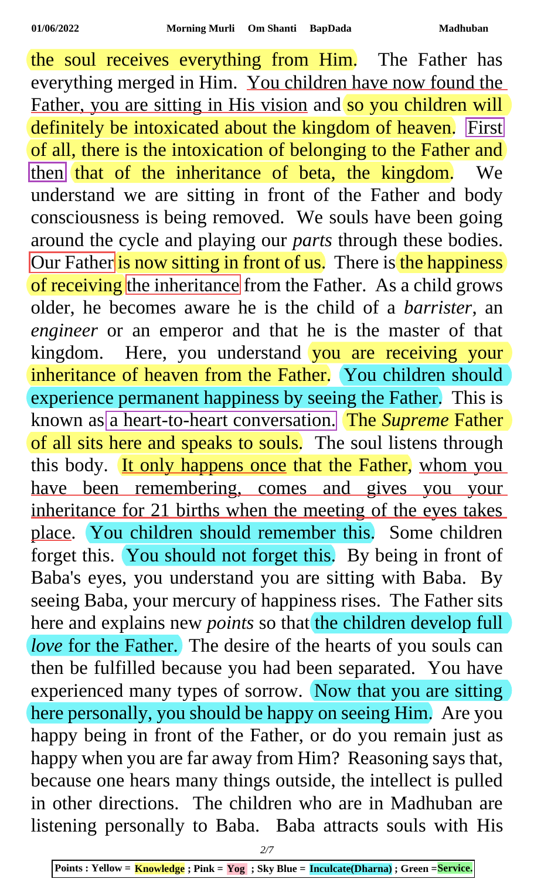the soul receives everything from Him. The Father has everything merged in Him. You children have now found the Father, you are sitting in His vision and so you children will definitely be intoxicated about the kingdom of heaven. First of all, there is the intoxication of belonging to the Father and then that of the inheritance of beta, the kingdom. We understand we are sitting in front of the Father and body consciousness is being removed. We souls have been going around the cycle and playing our *parts* through these bodies. Our Father is now sitting in front of us. There is the happiness of receiving the inheritance from the Father. As a child grows older, he becomes aware he is the child of a *barrister*, an *engineer* or an emperor and that he is the master of that kingdom. Here, you understand you are receiving your inheritance of heaven from the Father. You children should experience permanent happiness by seeing the Father. This is known as a heart-to-heart conversation. The *Supreme* Father of all sits here and speaks to souls. The soul listens through this body. It only happens once that the Father, whom you have been remembering, comes and gives you your inheritance for 21 births when the meeting of the eyes takes place. You children should remember this. Some children forget this. You should not forget this. By being in front of Baba's eyes, you understand you are sitting with Baba. By seeing Baba, your mercury of happiness rises. The Father sits here and explains new *points* so that the children develop full *love* for the Father. The desire of the hearts of you souls can then be fulfilled because you had been separated. You have experienced many types of sorrow. Now that you are sitting here personally, you should be happy on seeing Him. Are you happy being in front of the Father, or do you remain just as happy when you are far away from Him? Reasoning says that, because one hears many things outside, the intellect is pulled in other directions. The children who are in Madhuban are listening personally to Baba. Baba attracts souls with His

**Points : Yellow = Knowledge ; Pink = Yog ; Sky Blue = Inculcate(Dharna) ; Green =Service.**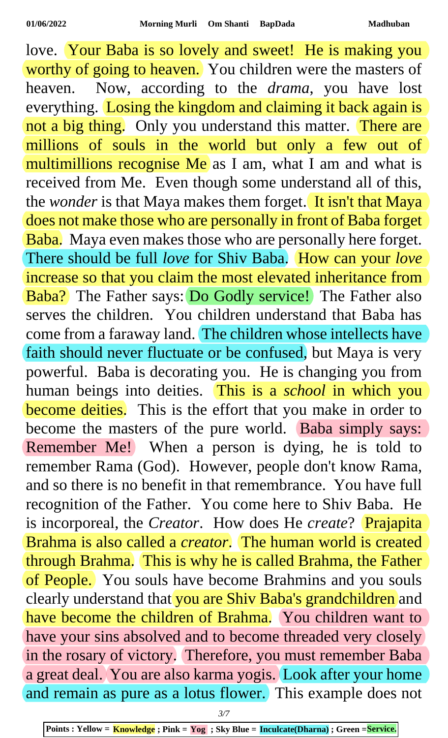love. Your Baba is so lovely and sweet! He is making you worthy of going to heaven. You children were the masters of heaven. Now, according to the *drama*, you have lost everything. Losing the kingdom and claiming it back again is not a big thing. Only you understand this matter. There are millions of souls in the world but only a few out of multimillions recognise Me as I am, what I am and what is received from Me. Even though some understand all of this, the *wonder* is that Maya makes them forget. It isn't that Maya does not make those who are personally in front of Baba forget Baba. Maya even makes those who are personally here forget. There should be full *love* for Shiv Baba. How can your *love* increase so that you claim the most elevated inheritance from Baba? The Father says: Do Godly service! The Father also serves the children. You children understand that Baba has come from a faraway land. The children whose intellects have faith should never fluctuate or be confused, but Maya is very powerful. Baba is decorating you. He is changing you from human beings into deities. This is a *school* in which you become deities. This is the effort that you make in order to become the masters of the pure world. Baba simply says: Remember Me! When a person is dying, he is told to remember Rama (God). However, people don't know Rama, and so there is no benefit in that remembrance. You have full recognition of the Father. You come here to Shiv Baba. He is incorporeal, the *Creator*. How does He *create*? Prajapita Brahma is also called a *creator*. The human world is created through Brahma. This is why he is called Brahma, the Father of People. You souls have become Brahmins and you souls clearly understand that you are Shiv Baba's grandchildren and have become the children of Brahma. You children want to have your sins absolved and to become threaded very closely in the rosary of victory. Therefore, you must remember Baba a great deal. You are also karma yogis. Look after your home and remain as pure as a lotus flower. This example does not

Points : Yellow = Knowledge ; Pink = Yog ; Sky Blue = Inculcate(Dharna) ; Green = Service.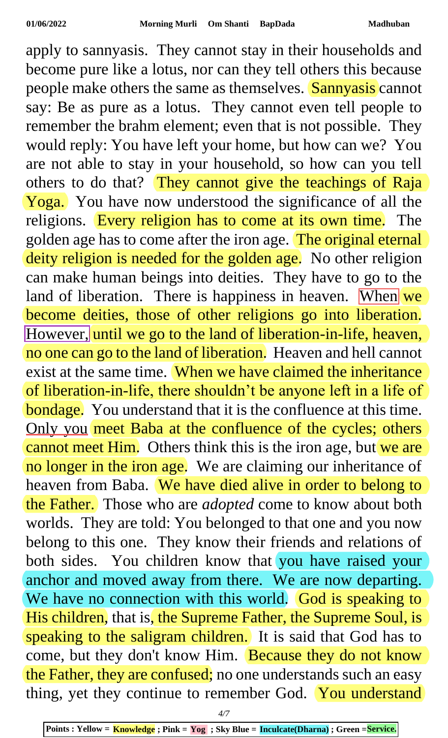apply to sannyasis. They cannot stay in their households and become pure like a lotus, nor can they tell others this because people make others the same as themselves. Sannyasis cannot say: Be as pure as a lotus. They cannot even tell people to remember the brahm element; even that is not possible. They would reply: You have left your home, but how can we? You are not able to stay in your household, so how can you tell others to do that? They cannot give the teachings of Raja Yoga. You have now understood the significance of all the religions. Every religion has to come at its own time. The golden age has to come after the iron age. The original eternal deity religion is needed for the golden age. No other religion can make human beings into deities. They have to go to the land of liberation. There is happiness in heaven. When we become deities, those of other religions go into liberation. However, until we go to the land of liberation-in-life, heaven, no one can go to the land of liberation. Heaven and hell cannot exist at the same time. When we have claimed the inheritance of liberation-in-life, there shouldn't be anyone left in a life of bondage. You understand that it is the confluence at this time. Only you meet Baba at the confluence of the cycles; others cannot meet Him. Others think this is the iron age, but we are no longer in the iron age. We are claiming our inheritance of heaven from Baba. We have died alive in order to belong to the Father. Those who are *adopted* come to know about both worlds. They are told: You belonged to that one and you now belong to this one. They know their friends and relations of both sides. You children know that you have raised your anchor and moved away from there. We are now departing. We have no connection with this world. God is speaking to His children, that is, the Supreme Father, the Supreme Soul, is speaking to the saligram children. It is said that God has to come, but they don't know Him. Because they do not know the Father, they are confused; no one understands such an easy thing, yet they continue to remember God. You understand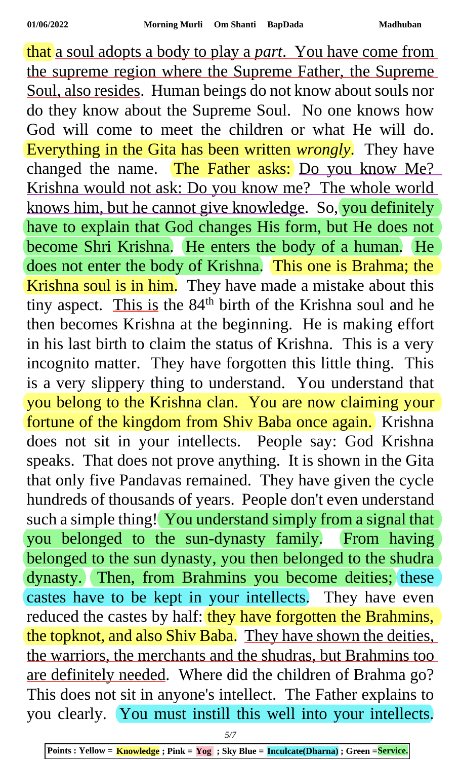that a soul adopts a body to play a *part*. You have come from the supreme region where the Supreme Father, the Supreme Soul, also resides. Human beings do not know about souls nor do they know about the Supreme Soul. No one knows how God will come to meet the children or what He will do. Everything in the Gita has been written *wrongly*. They have changed the name. The Father asks: Do you know Me? Krishna would not ask: Do you know me? The whole world knows him, but he cannot give knowledge. So, you definitely have to explain that God changes His form, but He does not become Shri Krishna. He enters the body of a human. He does not enter the body of Krishna. This one is Brahma; the Krishna soul is in him. They have made a mistake about this tiny aspect. This is the 84th birth of the Krishna soul and he then becomes Krishna at the beginning. He is making effort in his last birth to claim the status of Krishna. This is a very incognito matter. They have forgotten this little thing. This is a very slippery thing to understand. You understand that you belong to the Krishna clan. You are now claiming your fortune of the kingdom from Shiv Baba once again. Krishna does not sit in your intellects. People say: God Krishna speaks. That does not prove anything. It is shown in the Gita that only five Pandavas remained. They have given the cycle hundreds of thousands of years. People don't even understand such a simple thing! You understand simply from a signal that you belonged to the sun-dynasty family. From having belonged to the sun dynasty, you then belonged to the shudra dynasty. Then, from Brahmins you become deities; these castes have to be kept in your intellects. They have even reduced the castes by half: they have forgotten the Brahmins, the topknot, and also Shiv Baba. They have shown the deities, the warriors, the merchants and the shudras, but Brahmins too are definitely needed. Where did the children of Brahma go? This does not sit in anyone's intellect. The Father explains to you clearly. You must instill this well into your intellects.

Points : Yellow = **Knowledge** ; Pink = **Yog** ; Sky Blue = **Inculcate(Dharna)** ; Green = **Service.**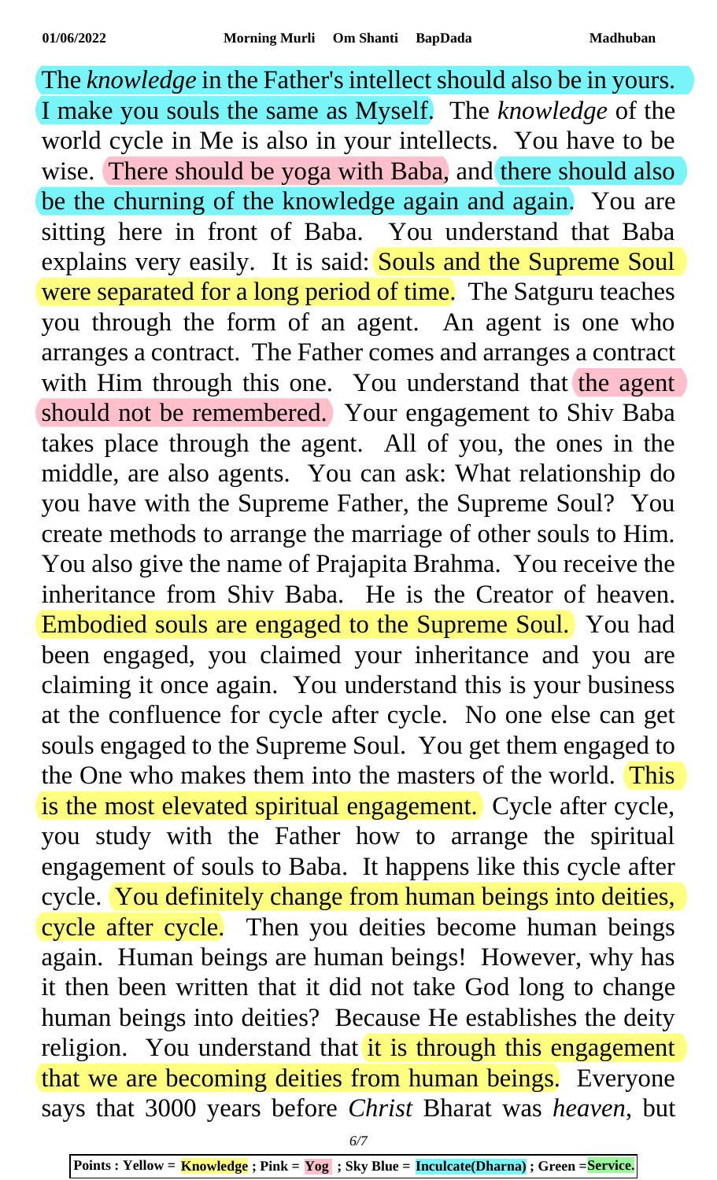The *knowledge* in the Father's intellect should also be in yours. I make you souls the same as Myself. The *knowledge* of the world cycle in Me is also in your intellects. You have to be wise. There should be yoga with Baba, and there should also be the churning of the knowledge again and again. You are sitting here in front of Baba. You understand that Baba explains very easily. It is said: Souls and the Supreme Soul were separated for a long period of time. The Satguru teaches you through the form of an agent. An agent is one who arranges a contract. The Father comes and arranges a contract with Him through this one. You understand that the agent should not be remembered. Your engagement to Shiv Baba takes place through the agent. All of you, the ones in the middle, are also agents. You can ask: What relationship do you have with the Supreme Father, the Supreme Soul? You create methods to arrange the marriage of other souls to Him. You also give the name of Prajapita Brahma. You receive the inheritance from Shiv Baba. He is the Creator of heaven. Embodied souls are engaged to the Supreme Soul. You had been engaged, you claimed your inheritance and you are claiming it once again. You understand this is your business at the confluence for cycle after cycle. No one else can get souls engaged to the Supreme Soul. You get them engaged to the One who makes them into the masters of the world. This is the most elevated spiritual engagement. Cycle after cycle, you study with the Father how to arrange the spiritual engagement of souls to Baba. It happens like this cycle after cycle. You definitely change from human beings into deities, cycle after cycle. Then you deities become human beings again. Human beings are human beings! However, why has it then been written that it did not take God long to change human beings into deities? Because He establishes the deity religion. You understand that it is through this engagement that we are becoming deities from human beings. Everyone says that 3000 years before *Christ* Bharat was *heaven*, but

**Points : Yellow = Knowledge ; Pink = Yog ; Sky Blue = Inculcate(Dharna) ; Green =Service.**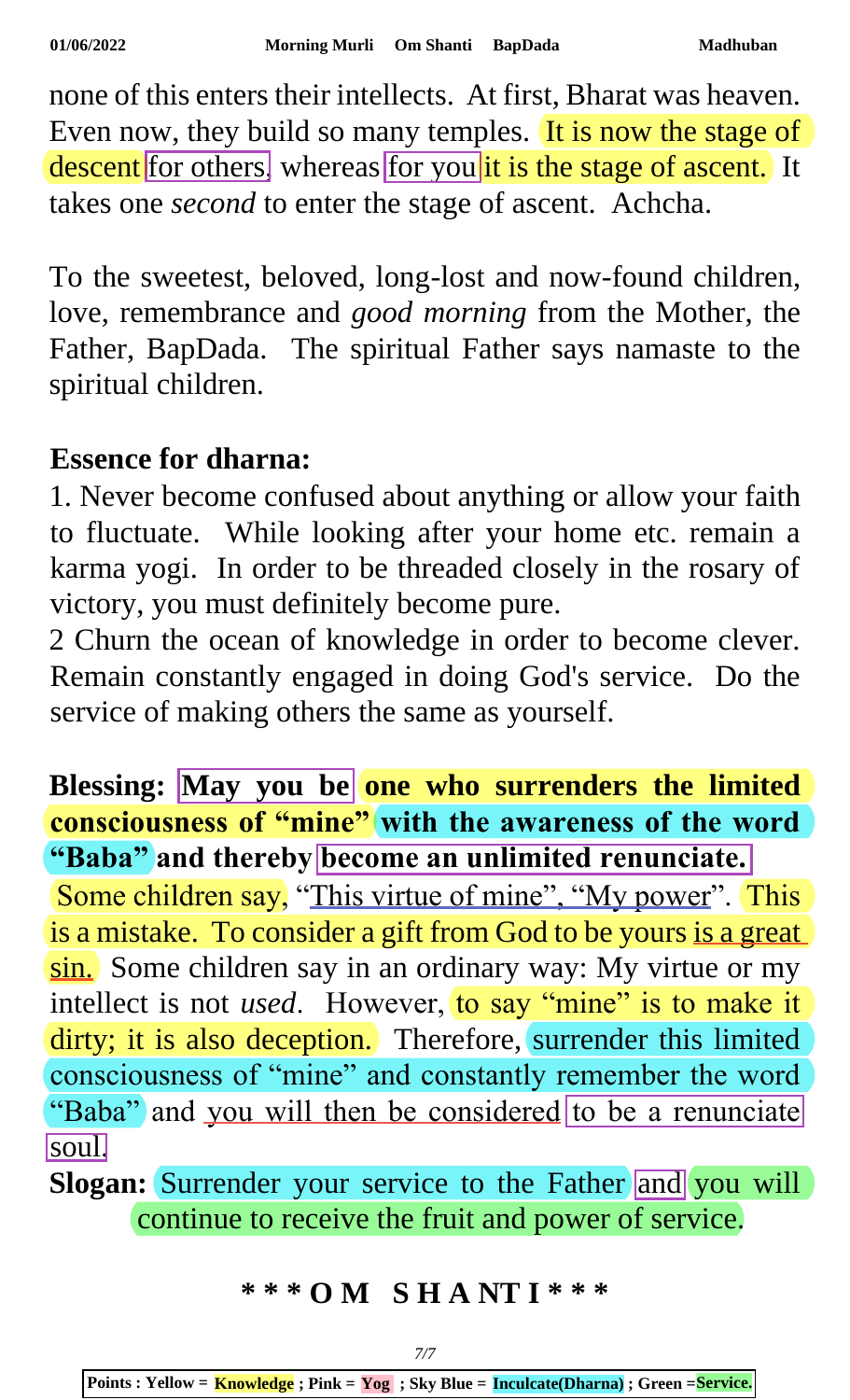none of this enters their intellects. At first, Bharat was heaven. Even now, they build so many temples. It is now the stage of descent for others, whereas for you it is the stage of ascent. It takes one *second* to enter the stage of ascent. Achcha.

To the sweetest, beloved, long-lost and now-found children, love, remembrance and *good morning* from the Mother, the Father, BapDada. The spiritual Father says namaste to the spiritual children.

**Essence for dharna:**

1. Never become confused about anything or allow your faith to fluctuate. While looking after your home etc. remain a karma yogi. In order to be threaded closely in the rosary of victory, you must definitely become pure.
2 Churn the ocean of knowledge in order to become clever. Remain constantly engaged in doing God's service. Do the service of making others the same as yourself.

**Blessing: May you be one who surrenders the limited consciousness of "mine" with the awareness of the word "Baba" and thereby become an unlimited renunciate.**

Some children say, "This virtue of mine", "My power". This is a mistake. To consider a gift from God to be yours is a great sin. Some children say in an ordinary way: My virtue or my intellect is not *used*. However, to say "mine" is to make it dirty; it is also deception. Therefore, surrender this limited consciousness of "mine" and constantly remember the word "Baba" and you will then be considered to be a renunciate soul.

**Slogan:** Surrender your service to the Father and you will continue to receive the fruit and power of service.

**\* \* \* O M S H A N T I \* \* \***

Points : Yellow = Knowledge ; Pink = Yog ; Sky Blue = Inculcate(Dharna) ; Green = Service.